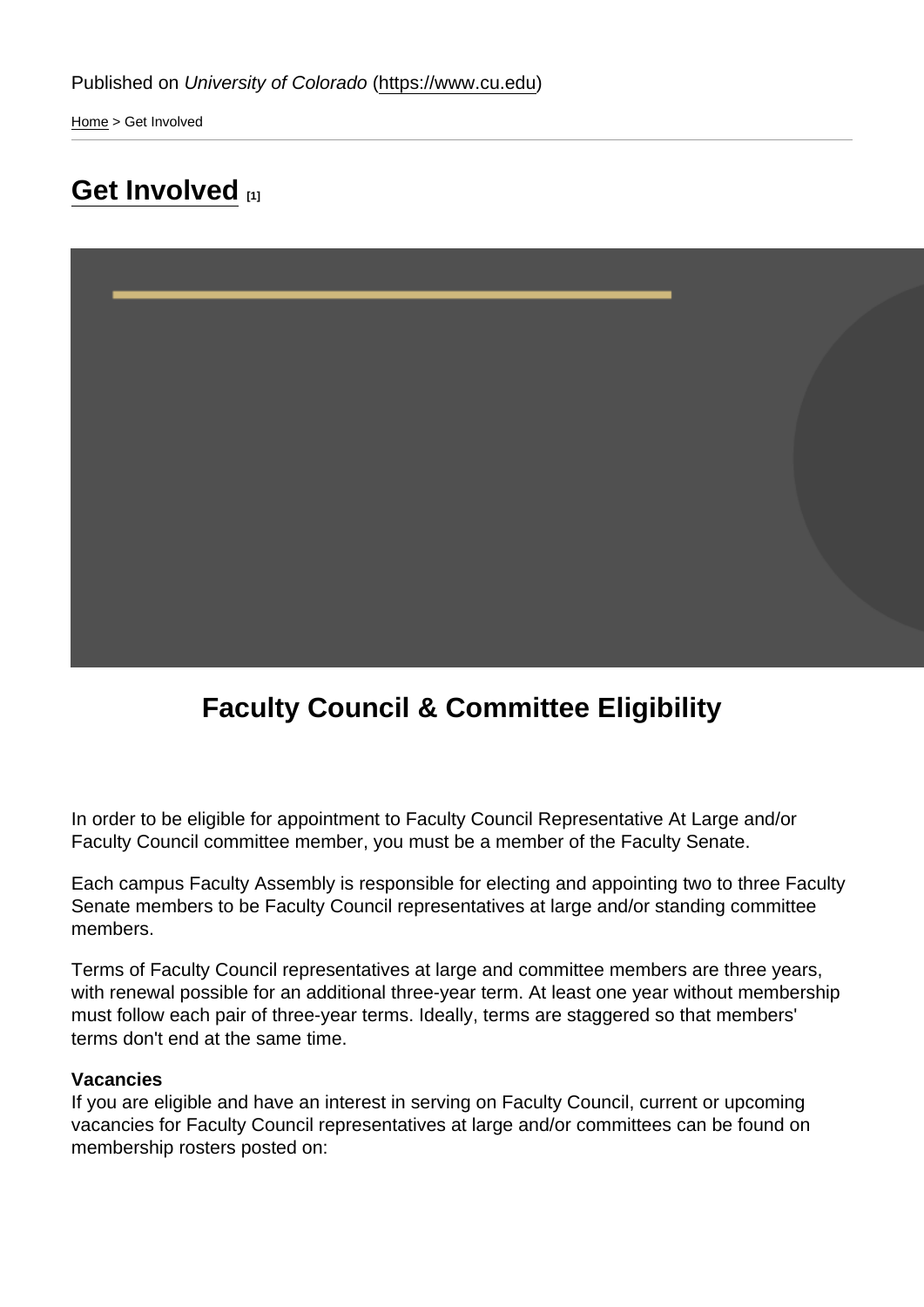Published on *University of Colorado* (https://www.cu.edu)

Home > Get Involved

# Get Involved [1]

## Faculty Council & Committee Eligibility

In order to be eligible for appointment to Faculty Council Representative At Large and/or Faculty Council committee member, you must be a member of the Faculty Senate.

Each campus Faculty Assembly is responsible for electing and appointing two to three Faculty Senate members to be Faculty Council representatives at large and/or standing committee members.

Terms of Faculty Council representatives at large and committee members are three years, with renewal possible for an additional three-year term. At least one year without membership must follow each pair of three-year terms. Ideally, terms are staggered so that members' terms don't end at the same time.

**Vacancies**
If you are eligible and have an interest in serving on Faculty Council, current or upcoming vacancies for Faculty Council representatives at large and/or committees can be found on membership rosters posted on: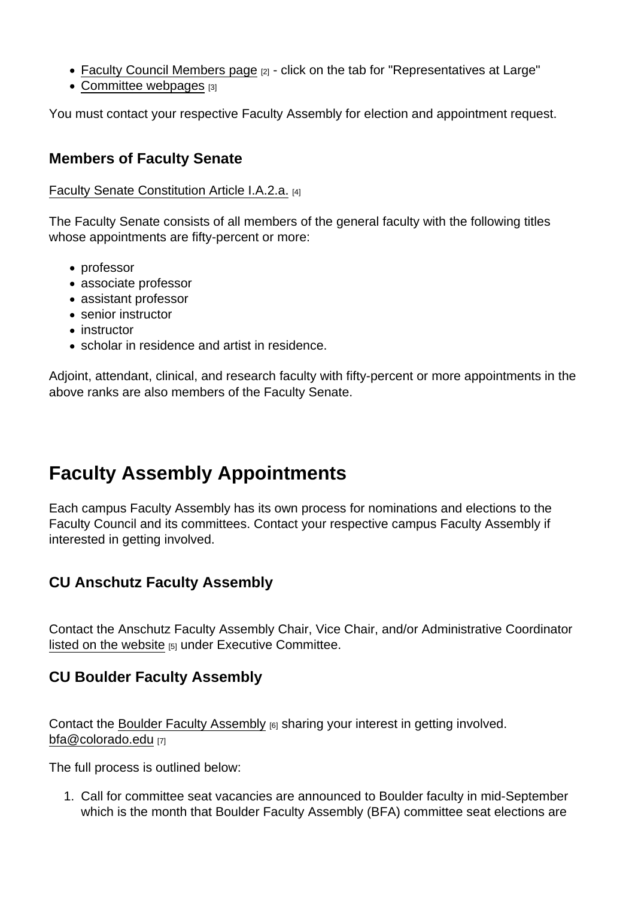- Faculty Council Members page [2] - click on the tab for "Representatives at Large"
- Committee webpages [3]

You must contact your respective Faculty Assembly for election and appointment request.

### Members of Faculty Senate

Faculty Senate Constitution Article I.A.2.a. [4]

The Faculty Senate consists of all members of the general faculty with the following titles whose appointments are fifty-percent or more:

- professor
- associate professor
- assistant professor
- senior instructor
- instructor
- scholar in residence and artist in residence.

Adjoint, attendant, clinical, and research faculty with fifty-percent or more appointments in the above ranks are also members of the Faculty Senate.

## Faculty Assembly Appointments

Each campus Faculty Assembly has its own process for nominations and elections to the Faculty Council and its committees. Contact your respective campus Faculty Assembly if interested in getting involved.

### CU Anschutz Faculty Assembly

Contact the Anschutz Faculty Assembly Chair, Vice Chair, and/or Administrative Coordinator listed on the website [5] under Executive Committee.

### CU Boulder Faculty Assembly

Contact the Boulder Faculty Assembly [6] sharing your interest in getting involved. bfa@colorado.edu [7]

The full process is outlined below:

1. Call for committee seat vacancies are announced to Boulder faculty in mid-September which is the month that Boulder Faculty Assembly (BFA) committee seat elections are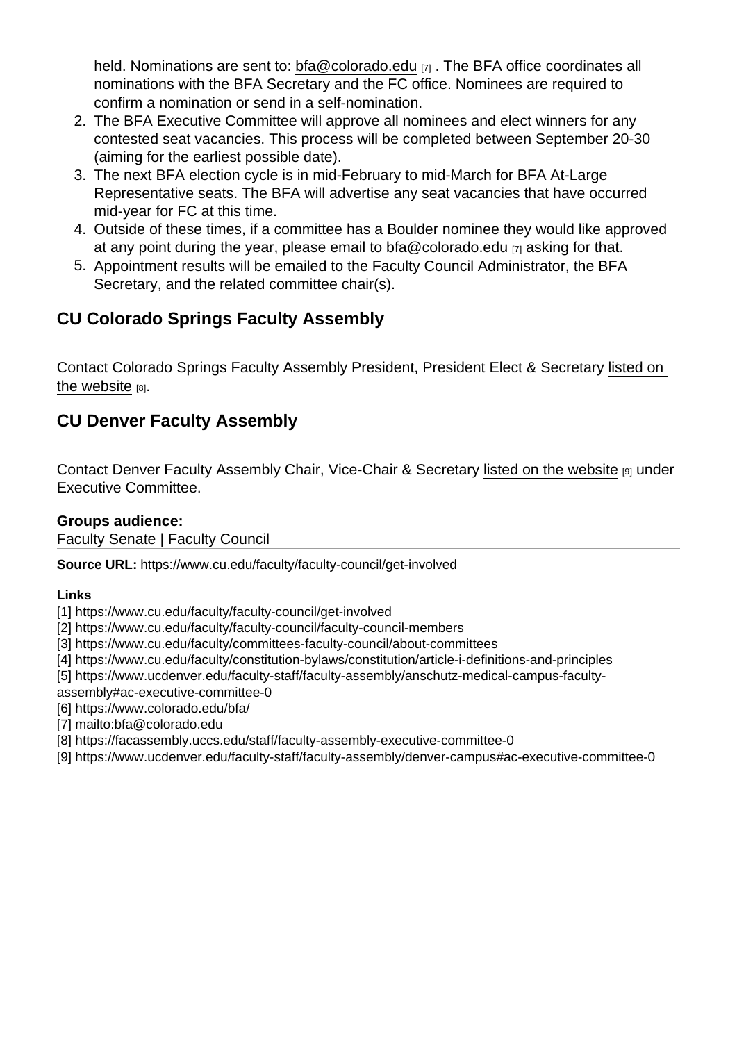held. Nominations are sent to: bfa@colorado.edu [7] . The BFA office coordinates all nominations with the BFA Secretary and the FC office. Nominees are required to confirm a nomination or send in a self-nomination.

2. The BFA Executive Committee will approve all nominees and elect winners for any contested seat vacancies. This process will be completed between September 20-30 (aiming for the earliest possible date).
3. The next BFA election cycle is in mid-February to mid-March for BFA At-Large Representative seats. The BFA will advertise any seat vacancies that have occurred mid-year for FC at this time.
4. Outside of these times, if a committee has a Boulder nominee they would like approved at any point during the year, please email to bfa@colorado.edu [7] asking for that.
5. Appointment results will be emailed to the Faculty Council Administrator, the BFA Secretary, and the related committee chair(s).

## CU Colorado Springs Faculty Assembly

Contact Colorado Springs Faculty Assembly President, President Elect & Secretary listed on the website [8].

## CU Denver Faculty Assembly

Contact Denver Faculty Assembly Chair, Vice-Chair & Secretary listed on the website [9] under Executive Committee.

**Groups audience:**
Faculty Senate | Faculty Council

**Source URL:** https://www.cu.edu/faculty/faculty-council/get-involved

**Links**
[1] https://www.cu.edu/faculty/faculty-council/get-involved
[2] https://www.cu.edu/faculty/faculty-council/faculty-council-members
[3] https://www.cu.edu/faculty/committees-faculty-council/about-committees
[4] https://www.cu.edu/faculty/constitution-bylaws/constitution/article-i-definitions-and-principles
[5] https://www.ucdenver.edu/faculty-staff/faculty-assembly/anschutz-medical-campus-faculty-assembly#ac-executive-committee-0
[6] https://www.colorado.edu/bfa/
[7] mailto:bfa@colorado.edu
[8] https://facassembly.uccs.edu/staff/faculty-assembly-executive-committee-0
[9] https://www.ucdenver.edu/faculty-staff/faculty-assembly/denver-campus#ac-executive-committee-0